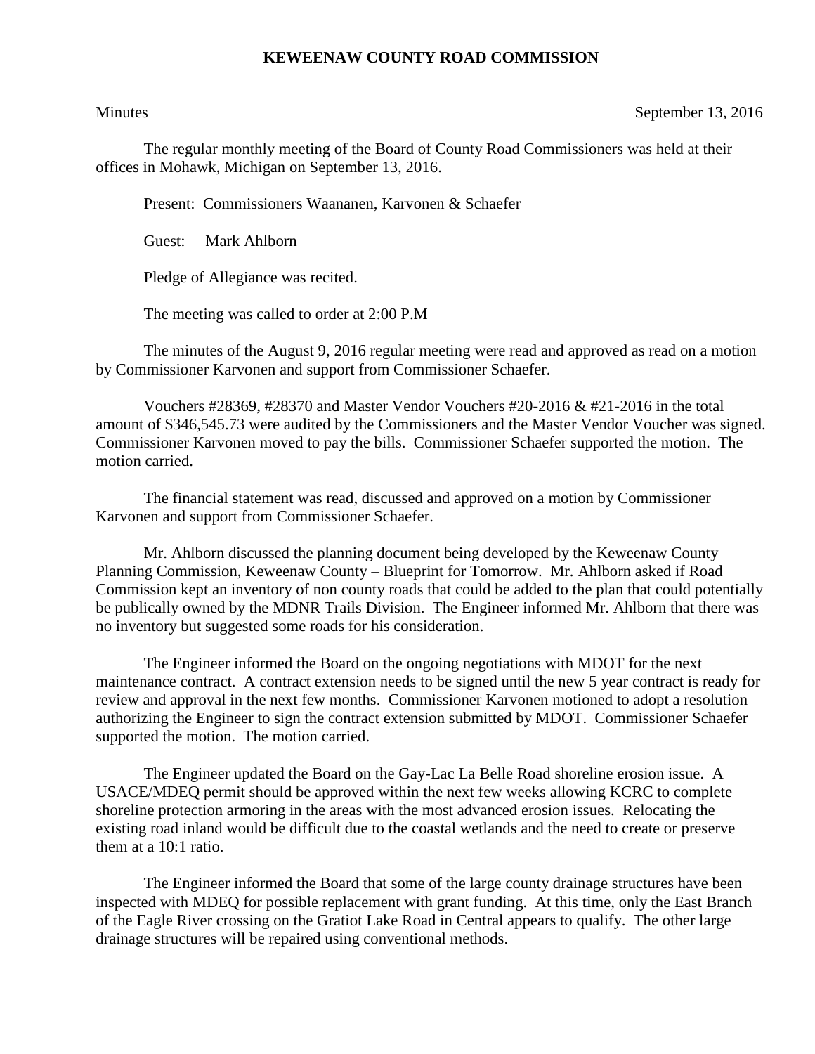# KEWEENAW COUNTY ROAD COMMISSION

Minutes September 13, 2016

The regular monthly meeting of the Board of County Road Commissioners was held at their offices in Mohawk, Michigan on September 13, 2016.

Present: Commissioners Waananen, Karvonen & Schaefer

Guest: Mark Ahlborn

Pledge of Allegiance was recited.

The meeting was called to order at 2:00 P.M

The minutes of the August 9, 2016 regular meeting were read and approved as read on a motion by Commissioner Karvonen and support from Commissioner Schaefer.

Vouchers #28369, #28370 and Master Vendor Vouchers #20-2016 & #21-2016 in the total amount of $346,545.73 were audited by the Commissioners and the Master Vendor Voucher was signed. Commissioner Karvonen moved to pay the bills. Commissioner Schaefer supported the motion. The motion carried.

The financial statement was read, discussed and approved on a motion by Commissioner Karvonen and support from Commissioner Schaefer.

Mr. Ahlborn discussed the planning document being developed by the Keweenaw County Planning Commission, Keweenaw County – Blueprint for Tomorrow. Mr. Ahlborn asked if Road Commission kept an inventory of non county roads that could be added to the plan that could potentially be publically owned by the MDNR Trails Division. The Engineer informed Mr. Ahlborn that there was no inventory but suggested some roads for his consideration.

The Engineer informed the Board on the ongoing negotiations with MDOT for the next maintenance contract. A contract extension needs to be signed until the new 5 year contract is ready for review and approval in the next few months. Commissioner Karvonen motioned to adopt a resolution authorizing the Engineer to sign the contract extension submitted by MDOT. Commissioner Schaefer supported the motion. The motion carried.

The Engineer updated the Board on the Gay-Lac La Belle Road shoreline erosion issue. A USACE/MDEQ permit should be approved within the next few weeks allowing KCRC to complete shoreline protection armoring in the areas with the most advanced erosion issues. Relocating the existing road inland would be difficult due to the coastal wetlands and the need to create or preserve them at a 10:1 ratio.

The Engineer informed the Board that some of the large county drainage structures have been inspected with MDEQ for possible replacement with grant funding. At this time, only the East Branch of the Eagle River crossing on the Gratiot Lake Road in Central appears to qualify. The other large drainage structures will be repaired using conventional methods.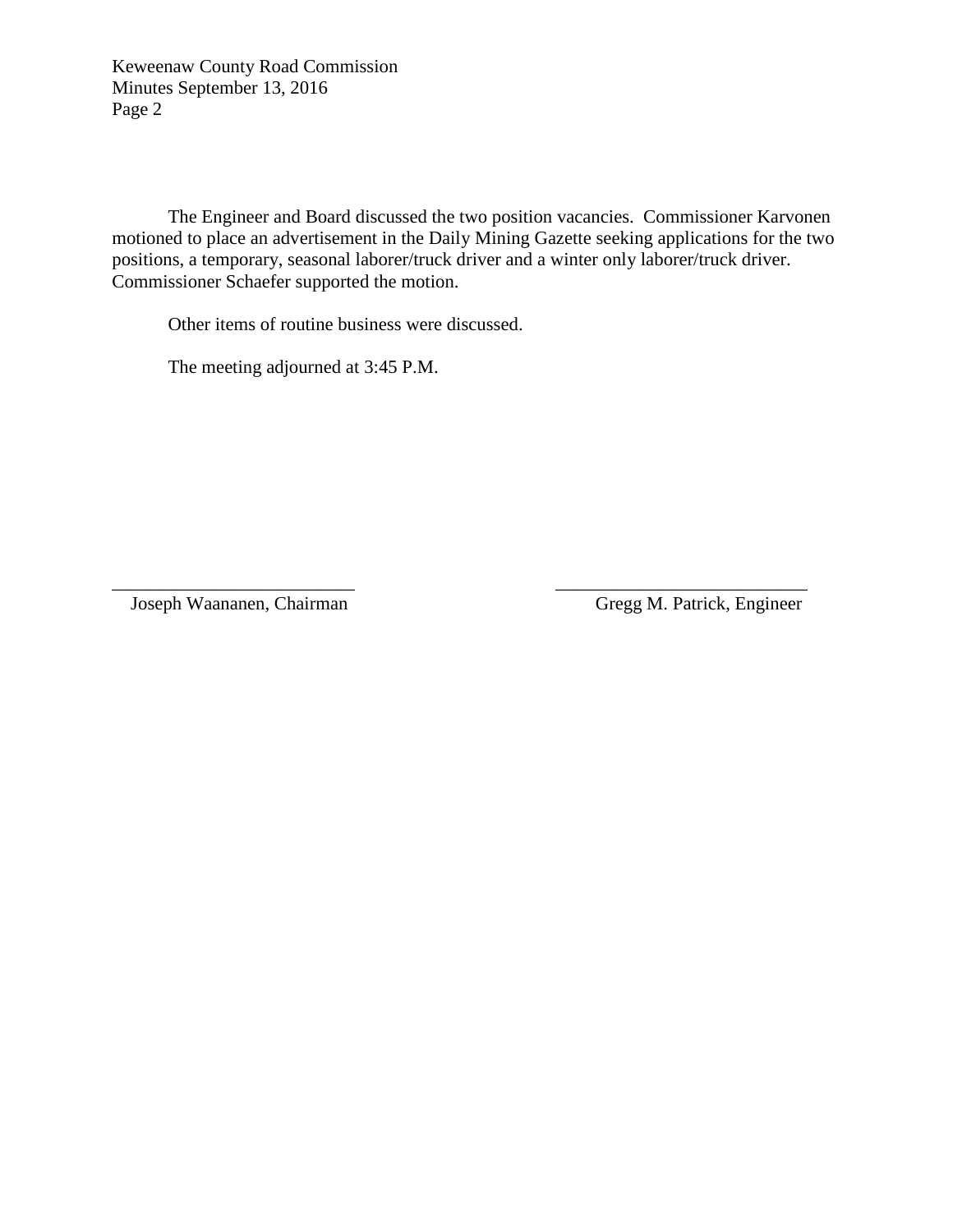The Engineer and Board discussed the two position vacancies. Commissioner Karvonen motioned to place an advertisement in the Daily Mining Gazette seeking applications for the two positions, a temporary, seasonal laborer/truck driver and a winter only laborer/truck driver. Commissioner Schaefer supported the motion.

Other items of routine business were discussed.

The meeting adjourned at 3:45 P.M.

\_\_\_\_\_\_\_\_\_\_\_\_\_\_\_\_\_\_\_\_\_\_\_\_\_\_
Joseph Waananen, Chairman

\_\_\_\_\_\_\_\_\_\_\_\_\_\_\_\_\_\_\_\_\_\_\_\_\_\_
Gregg M. Patrick, Engineer